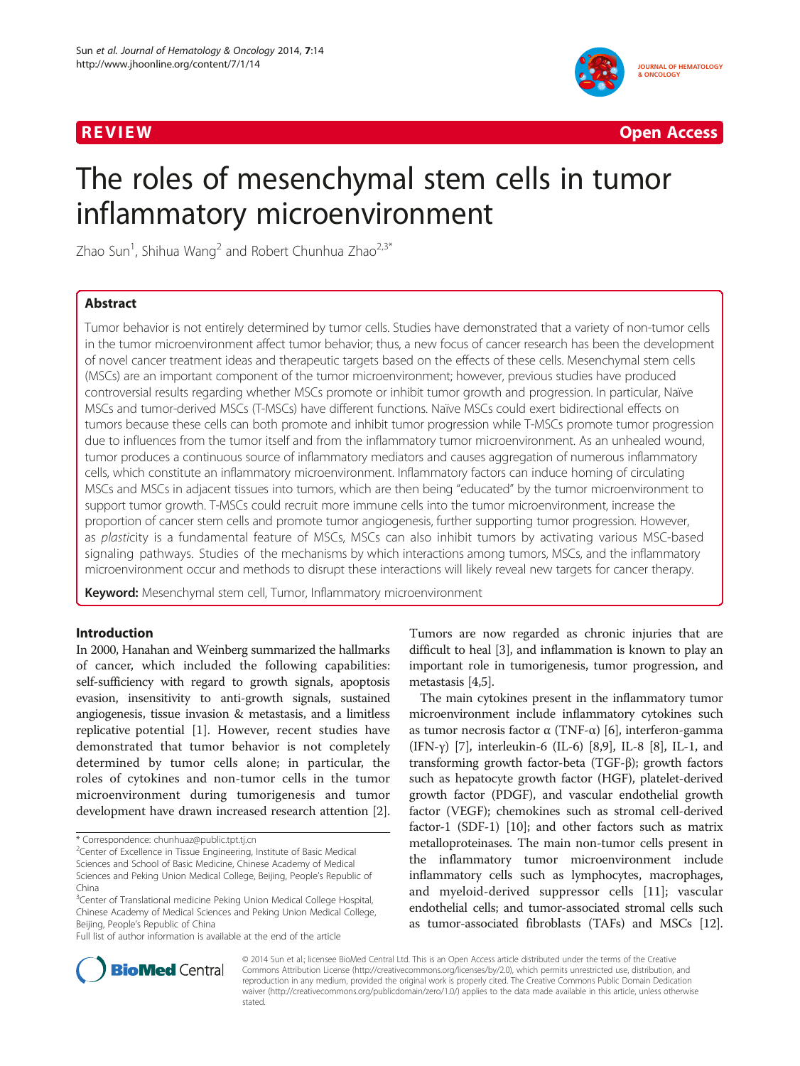REVIEW Open Access

# The roles of mesenchymal stem cells in tumor inflammatory microenvironment

Zhao Sun[1], Shihua Wang[2] and Robert Chunhua Zhao[2,3*]

## Abstract

Tumor behavior is not entirely determined by tumor cells. Studies have demonstrated that a variety of non-tumor cells in the tumor microenvironment affect tumor behavior; thus, a new focus of cancer research has been the development of novel cancer treatment ideas and therapeutic targets based on the effects of these cells. Mesenchymal stem cells (MSCs) are an important component of the tumor microenvironment; however, previous studies have produced controversial results regarding whether MSCs promote or inhibit tumor growth and progression. In particular, Naïve MSCs and tumor-derived MSCs (T-MSCs) have different functions. Naïve MSCs could exert bidirectional effects on tumors because these cells can both promote and inhibit tumor progression while T-MSCs promote tumor progression due to influences from the tumor itself and from the inflammatory tumor microenvironment. As an unhealed wound, tumor produces a continuous source of inflammatory mediators and causes aggregation of numerous inflammatory cells, which constitute an inflammatory microenvironment. Inflammatory factors can induce homing of circulating MSCs and MSCs in adjacent tissues into tumors, which are then being "educated" by the tumor microenvironment to support tumor growth. T-MSCs could recruit more immune cells into the tumor microenvironment, increase the proportion of cancer stem cells and promote tumor angiogenesis, further supporting tumor progression. However, as *plasticity* is a fundamental feature of MSCs, MSCs can also inhibit tumors by activating various MSC-based signaling pathways. Studies of the mechanisms by which interactions among tumors, MSCs, and the inflammatory microenvironment occur and methods to disrupt these interactions will likely reveal new targets for cancer therapy.

**Keyword:** Mesenchymal stem cell, Tumor, Inflammatory microenvironment

## Introduction

In 2000, Hanahan and Weinberg summarized the hallmarks of cancer, which included the following capabilities: self-sufficiency with regard to growth signals, apoptosis evasion, insensitivity to anti-growth signals, sustained angiogenesis, tissue invasion & metastasis, and a limitless replicative potential [1]. However, recent studies have demonstrated that tumor behavior is not completely determined by tumor cells alone; in particular, the roles of cytokines and non-tumor cells in the tumor microenvironment during tumorigenesis and tumor development have drawn increased research attention [2]. Tumors are now regarded as chronic injuries that are difficult to heal [3], and inflammation is known to play an important role in tumorigenesis, tumor progression, and metastasis [4,5].

The main cytokines present in the inflammatory tumor microenvironment include inflammatory cytokines such as tumor necrosis factor α (TNF-α) [6], interferon-gamma (IFN-γ) [7], interleukin-6 (IL-6) [8,9], IL-8 [8], IL-1, and transforming growth factor-beta (TGF-β); growth factors such as hepatocyte growth factor (HGF), platelet-derived growth factor (PDGF), and vascular endothelial growth factor (VEGF); chemokines such as stromal cell-derived factor-1 (SDF-1) [10]; and other factors such as matrix metalloproteinases. The main non-tumor cells present in the inflammatory tumor microenvironment include inflammatory cells such as lymphocytes, macrophages, and myeloid-derived suppressor cells [11]; vascular endothelial cells; and tumor-associated stromal cells such as tumor-associated fibroblasts (TAFs) and MSCs [12].

\* Correspondence: chunhuaz@public.tpt.tj.cn
[2]Center of Excellence in Tissue Engineering, Institute of Basic Medical Sciences and School of Basic Medicine, Chinese Academy of Medical Sciences and Peking Union Medical College, Beijing, People's Republic of China
[3]Center of Translational medicine Peking Union Medical College Hospital, Chinese Academy of Medical Sciences and Peking Union Medical College, Beijing, People's Republic of China
Full list of author information is available at the end of the article

© 2014 Sun et al.; licensee BioMed Central Ltd. This is an Open Access article distributed under the terms of the Creative Commons Attribution License (http://creativecommons.org/licenses/by/2.0), which permits unrestricted use, distribution, and reproduction in any medium, provided the original work is properly cited. The Creative Commons Public Domain Dedication waiver (http://creativecommons.org/publicdomain/zero/1.0/) applies to the data made available in this article, unless otherwise stated.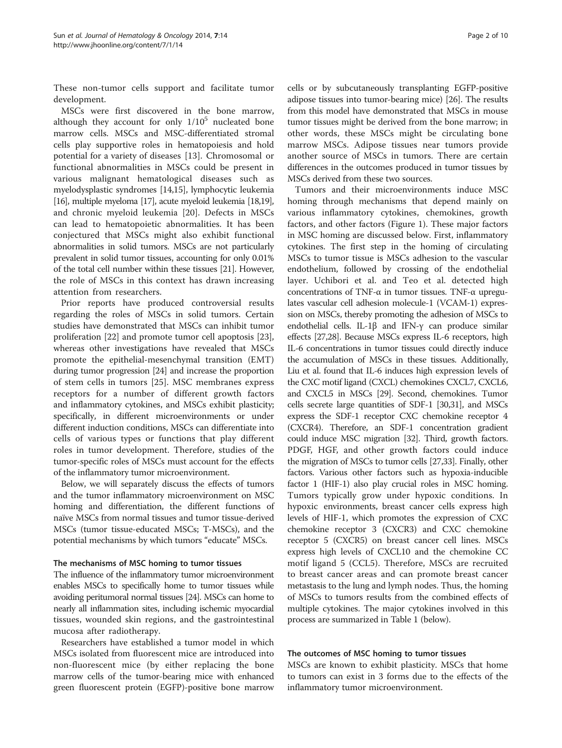These non-tumor cells support and facilitate tumor development.

MSCs were first discovered in the bone marrow, although they account for only $1/10^5$ nucleated bone marrow cells. MSCs and MSC-differentiated stromal cells play supportive roles in hematopoiesis and hold potential for a variety of diseases [13]. Chromosomal or functional abnormalities in MSCs could be present in various malignant hematological diseases such as myelodysplastic syndromes [14,15], lymphocytic leukemia [16], multiple myeloma [17], acute myeloid leukemia [18,19], and chronic myeloid leukemia [20]. Defects in MSCs can lead to hematopoietic abnormalities. It has been conjectured that MSCs might also exhibit functional abnormalities in solid tumors. MSCs are not particularly prevalent in solid tumor tissues, accounting for only 0.01% of the total cell number within these tissues [21]. However, the role of MSCs in this context has drawn increasing attention from researchers.

Prior reports have produced controversial results regarding the roles of MSCs in solid tumors. Certain studies have demonstrated that MSCs can inhibit tumor proliferation [22] and promote tumor cell apoptosis [23], whereas other investigations have revealed that MSCs promote the epithelial-mesenchymal transition (EMT) during tumor progression [24] and increase the proportion of stem cells in tumors [25]. MSC membranes express receptors for a number of different growth factors and inflammatory cytokines, and MSCs exhibit plasticity; specifically, in different microenvironments or under different induction conditions, MSCs can differentiate into cells of various types or functions that play different roles in tumor development. Therefore, studies of the tumor-specific roles of MSCs must account for the effects of the inflammatory tumor microenvironment.

Below, we will separately discuss the effects of tumors and the tumor inflammatory microenvironment on MSC homing and differentiation, the different functions of naïve MSCs from normal tissues and tumor tissue-derived MSCs (tumor tissue-educated MSCs; T-MSCs), and the potential mechanisms by which tumors "educate" MSCs.

## The mechanisms of MSC homing to tumor tissues

The influence of the inflammatory tumor microenvironment enables MSCs to specifically home to tumor tissues while avoiding peritumoral normal tissues [24]. MSCs can home to nearly all inflammation sites, including ischemic myocardial tissues, wounded skin regions, and the gastrointestinal mucosa after radiotherapy.

Researchers have established a tumor model in which MSCs isolated from fluorescent mice are introduced into non-fluorescent mice (by either replacing the bone marrow cells of the tumor-bearing mice with enhanced green fluorescent protein (EGFP)-positive bone marrow cells or by subcutaneously transplanting EGFP-positive adipose tissues into tumor-bearing mice) [26]. The results from this model have demonstrated that MSCs in mouse tumor tissues might be derived from the bone marrow; in other words, these MSCs might be circulating bone marrow MSCs. Adipose tissues near tumors provide another source of MSCs in tumors. There are certain differences in the outcomes produced in tumor tissues by MSCs derived from these two sources.

Tumors and their microenvironments induce MSC homing through mechanisms that depend mainly on various inflammatory cytokines, chemokines, growth factors, and other factors (Figure 1). These major factors in MSC homing are discussed below. First, inflammatory cytokines. The first step in the homing of circulating MSCs to tumor tissue is MSCs adhesion to the vascular endothelium, followed by crossing of the endothelial layer. Uchibori et al. and Teo et al. detected high concentrations of TNF-α in tumor tissues. TNF-α upregulates vascular cell adhesion molecule-1 (VCAM-1) expression on MSCs, thereby promoting the adhesion of MSCs to endothelial cells. IL-1β and IFN-γ can produce similar effects [27,28]. Because MSCs express IL-6 receptors, high IL-6 concentrations in tumor tissues could directly induce the accumulation of MSCs in these tissues. Additionally, Liu et al. found that IL-6 induces high expression levels of the CXC motif ligand (CXCL) chemokines CXCL7, CXCL6, and CXCL5 in MSCs [29]. Second, chemokines. Tumor cells secrete large quantities of SDF-1 [30,31], and MSCs express the SDF-1 receptor CXC chemokine receptor 4 (CXCR4). Therefore, an SDF-1 concentration gradient could induce MSC migration [32]. Third, growth factors. PDGF, HGF, and other growth factors could induce the migration of MSCs to tumor cells [27,33]. Finally, other factors. Various other factors such as hypoxia-inducible factor 1 (HIF-1) also play crucial roles in MSC homing. Tumors typically grow under hypoxic conditions. In hypoxic environments, breast cancer cells express high levels of HIF-1, which promotes the expression of CXC chemokine receptor 3 (CXCR3) and CXC chemokine receptor 5 (CXCR5) on breast cancer cell lines. MSCs express high levels of CXCL10 and the chemokine CC motif ligand 5 (CCL5). Therefore, MSCs are recruited to breast cancer areas and can promote breast cancer metastasis to the lung and lymph nodes. Thus, the homing of MSCs to tumors results from the combined effects of multiple cytokines. The major cytokines involved in this process are summarized in Table 1 (below).

## The outcomes of MSC homing to tumor tissues

MSCs are known to exhibit plasticity. MSCs that home to tumors can exist in 3 forms due to the effects of the inflammatory tumor microenvironment.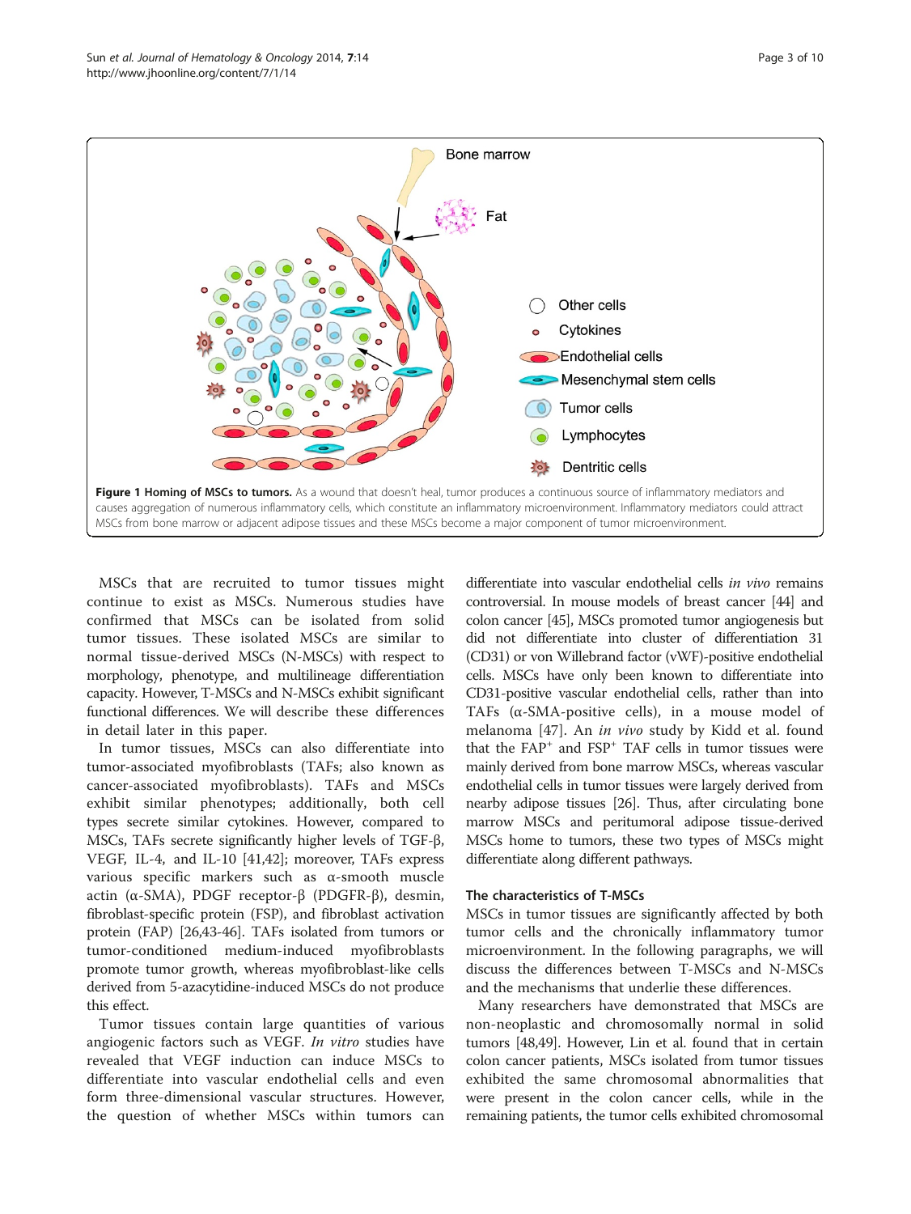**Figure 1 Homing of MSCs to tumors.** As a wound that doesn't heal, tumor produces a continuous source of inflammatory mediators and causes aggregation of numerous inflammatory cells, which constitute an inflammatory microenvironment. Inflammatory mediators could attract MSCs from bone marrow or adjacent adipose tissues and these MSCs become a major component of tumor microenvironment.

MSCs that are recruited to tumor tissues might continue to exist as MSCs. Numerous studies have confirmed that MSCs can be isolated from solid tumor tissues. These isolated MSCs are similar to normal tissue-derived MSCs (N-MSCs) with respect to morphology, phenotype, and multilineage differentiation capacity. However, T-MSCs and N-MSCs exhibit significant functional differences. We will describe these differences in detail later in this paper.

In tumor tissues, MSCs can also differentiate into tumor-associated myofibroblasts (TAFs; also known as cancer-associated myofibroblasts). TAFs and MSCs exhibit similar phenotypes; additionally, both cell types secrete similar cytokines. However, compared to MSCs, TAFs secrete significantly higher levels of TGF-β, VEGF, IL-4, and IL-10 [41,42]; moreover, TAFs express various specific markers such as α-smooth muscle actin (α-SMA), PDGF receptor-β (PDGFR-β), desmin, fibroblast-specific protein (FSP), and fibroblast activation protein (FAP) [26,43-46]. TAFs isolated from tumors or tumor-conditioned medium-induced myofibroblasts promote tumor growth, whereas myofibroblast-like cells derived from 5-azacytidine-induced MSCs do not produce this effect.

Tumor tissues contain large quantities of various angiogenic factors such as VEGF. *In vitro* studies have revealed that VEGF induction can induce MSCs to differentiate into vascular endothelial cells and even form three-dimensional vascular structures. However, the question of whether MSCs within tumors can differentiate into vascular endothelial cells *in vivo* remains controversial. In mouse models of breast cancer [44] and colon cancer [45], MSCs promoted tumor angiogenesis but did not differentiate into cluster of differentiation 31 (CD31) or von Willebrand factor (vWF)-positive endothelial cells. MSCs have only been known to differentiate into CD31-positive vascular endothelial cells, rather than into TAFs (α-SMA-positive cells), in a mouse model of melanoma [47]. An *in vivo* study by Kidd et al. found that the FAP+ and FSP+ TAF cells in tumor tissues were mainly derived from bone marrow MSCs, whereas vascular endothelial cells in tumor tissues were largely derived from nearby adipose tissues [26]. Thus, after circulating bone marrow MSCs and peritumoral adipose tissue-derived MSCs home to tumors, these two types of MSCs might differentiate along different pathways.

## The characteristics of T-MSCs

MSCs in tumor tissues are significantly affected by both tumor cells and the chronically inflammatory tumor microenvironment. In the following paragraphs, we will discuss the differences between T-MSCs and N-MSCs and the mechanisms that underlie these differences.

Many researchers have demonstrated that MSCs are non-neoplastic and chromosomally normal in solid tumors [48,49]. However, Lin et al. found that in certain colon cancer patients, MSCs isolated from tumor tissues exhibited the same chromosomal abnormalities that were present in the colon cancer cells, while in the remaining patients, the tumor cells exhibited chromosomal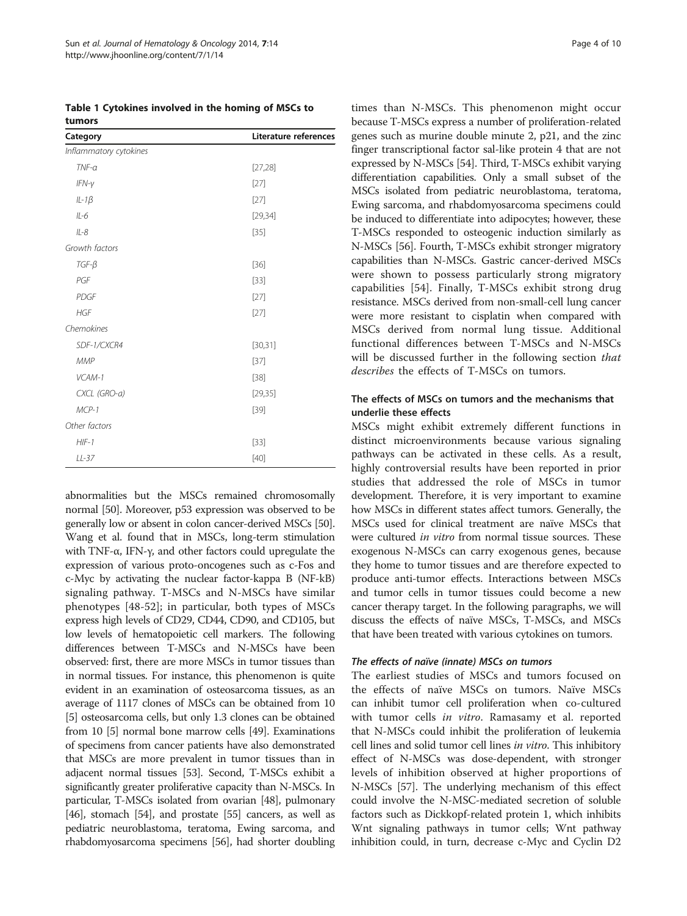**Table 1 Cytokines involved in the homing of MSCs to tumors**

| Category | Literature references |
|---|---|
| *Inflammatory cytokines* | |
| *TNF-α* | [27,28] |
| *IFN-γ* | [27] |
| *IL-1β* | [27] |
| *IL-6* | [29,34] |
| *IL-8* | [35] |
| *Growth factors* | |
| *TGF-β* | [36] |
| *PGF* | [33] |
| *PDGF* | [27] |
| *HGF* | [27] |
| *Chemokines* | |
| *SDF-1/CXCR4* | [30,31] |
| *MMP* | [37] |
| *VCAM-1* | [38] |
| *CXCL (GRO-α)* | [29,35] |
| *MCP-1* | [39] |
| *Other factors* | |
| *HIF-1* | [33] |
| *LL-37* | [40] |

abnormalities but the MSCs remained chromosomally normal [50]. Moreover, p53 expression was observed to be generally low or absent in colon cancer-derived MSCs [50]. Wang et al. found that in MSCs, long-term stimulation with TNF-α, IFN-γ, and other factors could upregulate the expression of various proto-oncogenes such as c-Fos and c-Myc by activating the nuclear factor-kappa B (NF-kB) signaling pathway. T-MSCs and N-MSCs have similar phenotypes [48-52]; in particular, both types of MSCs express high levels of CD29, CD44, CD90, and CD105, but low levels of hematopoietic cell markers. The following differences between T-MSCs and N-MSCs have been observed: first, there are more MSCs in tumor tissues than in normal tissues. For instance, this phenomenon is quite evident in an examination of osteosarcoma tissues, as an average of 1117 clones of MSCs can be obtained from 10 [5] osteosarcoma cells, but only 1.3 clones can be obtained from 10 [5] normal bone marrow cells [49]. Examinations of specimens from cancer patients have also demonstrated that MSCs are more prevalent in tumor tissues than in adjacent normal tissues [53]. Second, T-MSCs exhibit a significantly greater proliferative capacity than N-MSCs. In particular, T-MSCs isolated from ovarian [48], pulmonary [46], stomach [54], and prostate [55] cancers, as well as pediatric neuroblastoma, teratoma, Ewing sarcoma, and rhabdomyosarcoma specimens [56], had shorter doubling times than N-MSCs. This phenomenon might occur because T-MSCs express a number of proliferation-related genes such as murine double minute 2, p21, and the zinc finger transcriptional factor sal-like protein 4 that are not expressed by N-MSCs [54]. Third, T-MSCs exhibit varying differentiation capabilities. Only a small subset of the MSCs isolated from pediatric neuroblastoma, teratoma, Ewing sarcoma, and rhabdomyosarcoma specimens could be induced to differentiate into adipocytes; however, these T-MSCs responded to osteogenic induction similarly as N-MSCs [56]. Fourth, T-MSCs exhibit stronger migratory capabilities than N-MSCs. Gastric cancer-derived MSCs were shown to possess particularly strong migratory capabilities [54]. Finally, T-MSCs exhibit strong drug resistance. MSCs derived from non-small-cell lung cancer were more resistant to cisplatin when compared with MSCs derived from normal lung tissue. Additional functional differences between T-MSCs and N-MSCs will be discussed further in the following section *that describes* the effects of T-MSCs on tumors.

### The effects of MSCs on tumors and the mechanisms that underlie these effects

MSCs might exhibit extremely different functions in distinct microenvironments because various signaling pathways can be activated in these cells. As a result, highly controversial results have been reported in prior studies that addressed the role of MSCs in tumor development. Therefore, it is very important to examine how MSCs in different states affect tumors. Generally, the MSCs used for clinical treatment are naïve MSCs that were cultured *in vitro* from normal tissue sources. These exogenous N-MSCs can carry exogenous genes, because they home to tumor tissues and are therefore expected to produce anti-tumor effects. Interactions between MSCs and tumor cells in tumor tissues could become a new cancer therapy target. In the following paragraphs, we will discuss the effects of naïve MSCs, T-MSCs, and MSCs that have been treated with various cytokines on tumors.

#### *The effects of naïve (innate) MSCs on tumors*

The earliest studies of MSCs and tumors focused on the effects of naïve MSCs on tumors. Naïve MSCs can inhibit tumor cell proliferation when co-cultured with tumor cells *in vitro*. Ramasamy et al. reported that N-MSCs could inhibit the proliferation of leukemia cell lines and solid tumor cell lines *in vitro*. This inhibitory effect of N-MSCs was dose-dependent, with stronger levels of inhibition observed at higher proportions of N-MSCs [57]. The underlying mechanism of this effect could involve the N-MSC-mediated secretion of soluble factors such as Dickkopf-related protein 1, which inhibits Wnt signaling pathways in tumor cells; Wnt pathway inhibition could, in turn, decrease c-Myc and Cyclin D2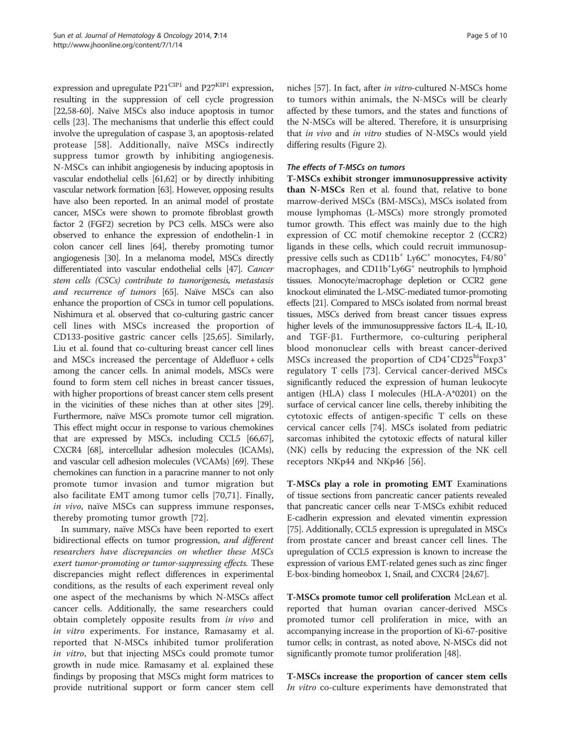expression and upregulate $P21^{CIP1}$ and $P27^{KIP1}$ expression, resulting in the suppression of cell cycle progression [22,58-60]. Naïve MSCs also induce apoptosis in tumor cells [23]. The mechanisms that underlie this effect could involve the upregulation of caspase 3, an apoptosis-related protease [58]. Additionally, naïve MSCs indirectly suppress tumor growth by inhibiting angiogenesis. N-MSCs can inhibit angiogenesis by inducing apoptosis in vascular endothelial cells [61,62] or by directly inhibiting vascular network formation [63]. However, opposing results have also been reported. In an animal model of prostate cancer, MSCs were shown to promote fibroblast growth factor 2 (FGF2) secretion by PC3 cells. MSCs were also observed to enhance the expression of endothelin-1 in colon cancer cell lines [64], thereby promoting tumor angiogenesis [30]. In a melanoma model, MSCs directly differentiated into vascular endothelial cells [47]. *Cancer stem cells (CSCs) contribute to tumorigenesis, metastasis and recurrence of tumors* [65]. Naïve MSCs can also enhance the proportion of CSCs in tumor cell populations. Nishimura et al. observed that co-culturing gastric cancer cell lines with MSCs increased the proportion of CD133-positive gastric cancer cells [25,65]. Similarly, Liu et al. found that co-culturing breast cancer cell lines and MSCs increased the percentage of Aldefluor + cells among the cancer cells. In animal models, MSCs were found to form stem cell niches in breast cancer tissues, with higher proportions of breast cancer stem cells present in the vicinities of these niches than at other sites [29]. Furthermore, naïve MSCs promote tumor cell migration. This effect might occur in response to various chemokines that are expressed by MSCs, including CCL5 [66,67], CXCR4 [68], intercellular adhesion molecules (ICAMs), and vascular cell adhesion molecules (VCAMs) [69]. These chemokines can function in a paracrine manner to not only promote tumor invasion and tumor migration but also facilitate EMT among tumor cells [70,71]. Finally, *in vivo*, naïve MSCs can suppress immune responses, thereby promoting tumor growth [72].

In summary, naïve MSCs have been reported to exert bidirectional effects on tumor progression, *and different researchers have discrepancies on whether these MSCs exert tumor-promoting or tumor-suppressing effects.* These discrepancies might reflect differences in experimental conditions, as the results of each experiment reveal only one aspect of the mechanisms by which N-MSCs affect cancer cells. Additionally, the same researchers could obtain completely opposite results from *in vivo* and *in vitro* experiments. For instance, Ramasamy et al. reported that N-MSCs inhibited tumor proliferation *in vitro*, but that injecting MSCs could promote tumor growth in nude mice. Ramasamy et al. explained these findings by proposing that MSCs might form matrices to provide nutritional support or form cancer stem cell niches [57]. In fact, after *in vitro*-cultured N-MSCs home to tumors within animals, the N-MSCs will be clearly affected by these tumors, and the states and functions of the N-MSCs will be altered. Therefore, it is unsurprising that *in vivo* and *in vitro* studies of N-MSCs would yield differing results (Figure 2).

### *The effects of T-MSCs on tumors*

**T-MSCs exhibit stronger immunosuppressive activity than N-MSCs** Ren et al. found that, relative to bone marrow-derived MSCs (BM-MSCs), MSCs isolated from mouse lymphomas (L-MSCs) more strongly promoted tumor growth. This effect was mainly due to the high expression of CC motif chemokine receptor 2 (CCR2) ligands in these cells, which could recruit immunosuppressive cells such as $CD11b^+$ $Ly6C^+$ monocytes, $F4/80^+$ macrophages, and $CD11b^+Ly6G^+$ neutrophils to lymphoid tissues. Monocyte/macrophage depletion or CCR2 gene knockout eliminated the L-MSC-mediated tumor-promoting effects [21]. Compared to MSCs isolated from normal breast tissues, MSCs derived from breast cancer tissues express higher levels of the immunosuppressive factors IL-4, IL-10, and TGF-β1. Furthermore, co-culturing peripheral blood mononuclear cells with breast cancer-derived MSCs increased the proportion of $CD4^+CD25^{hi}Foxp3^+$ regulatory T cells [73]. Cervical cancer-derived MSCs significantly reduced the expression of human leukocyte antigen (HLA) class I molecules (HLA-A*0201) on the surface of cervical cancer line cells, thereby inhibiting the cytotoxic effects of antigen-specific T cells on these cervical cancer cells [74]. MSCs isolated from pediatric sarcomas inhibited the cytotoxic effects of natural killer (NK) cells by reducing the expression of the NK cell receptors NKp44 and NKp46 [56].

**T-MSCs play a role in promoting EMT** Examinations of tissue sections from pancreatic cancer patients revealed that pancreatic cancer cells near T-MSCs exhibit reduced E-cadherin expression and elevated vimentin expression [75]. Additionally, CCL5 expression is upregulated in MSCs from prostate cancer and breast cancer cell lines. The upregulation of CCL5 expression is known to increase the expression of various EMT-related genes such as zinc finger E-box-binding homeobox 1, Snail, and CXCR4 [24,67].

**T-MSCs promote tumor cell proliferation** McLean et al. reported that human ovarian cancer-derived MSCs promoted tumor cell proliferation in mice, with an accompanying increase in the proportion of Ki-67-positive tumor cells; in contrast, as noted above, N-MSCs did not significantly promote tumor proliferation [48].

**T-MSCs increase the proportion of cancer stem cells** *In vitro* co-culture experiments have demonstrated that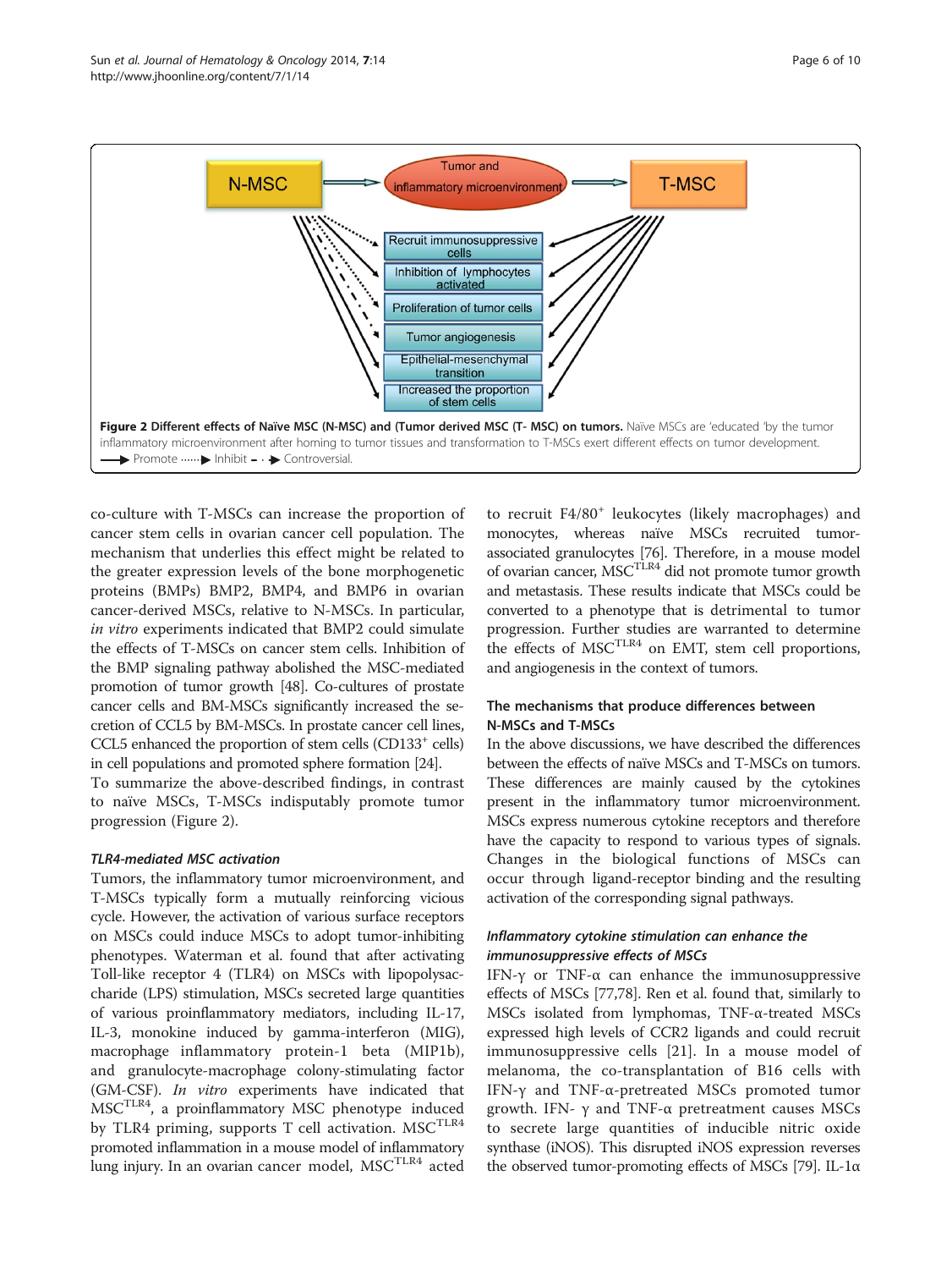Figure 2 Different effects of Naïve MSC (N-MSC) and (Tumor derived MSC (T- MSC) on tumors. Naïve MSCs are 'educated 'by the tumor inflammatory microenvironment after homing to tumor tissues and transformation to T-MSCs exert different effects on tumor development. ⟶ Promote ······▶ Inhibit – · ▶ Controversial.

co-culture with T-MSCs can increase the proportion of cancer stem cells in ovarian cancer cell population. The mechanism that underlies this effect might be related to the greater expression levels of the bone morphogenetic proteins (BMPs) BMP2, BMP4, and BMP6 in ovarian cancer-derived MSCs, relative to N-MSCs. In particular, *in vitro* experiments indicated that BMP2 could simulate the effects of T-MSCs on cancer stem cells. Inhibition of the BMP signaling pathway abolished the MSC-mediated promotion of tumor growth [48]. Co-cultures of prostate cancer cells and BM-MSCs significantly increased the secretion of CCL5 by BM-MSCs. In prostate cancer cell lines, CCL5 enhanced the proportion of stem cells ($CD133^+$ cells) in cell populations and promoted sphere formation [24].

To summarize the above-described findings, in contrast to naïve MSCs, T-MSCs indisputably promote tumor progression (Figure 2).

#### TLR4-mediated MSC activation

Tumors, the inflammatory tumor microenvironment, and T-MSCs typically form a mutually reinforcing vicious cycle. However, the activation of various surface receptors on MSCs could induce MSCs to adopt tumor-inhibiting phenotypes. Waterman et al. found that after activating Toll-like receptor 4 (TLR4) on MSCs with lipopolysaccharide (LPS) stimulation, MSCs secreted large quantities of various proinflammatory mediators, including IL-17, IL-3, monokine induced by gamma-interferon (MIG), macrophage inflammatory protein-1 beta (MIP1b), and granulocyte-macrophage colony-stimulating factor (GM-CSF). *In vitro* experiments have indicated that $MSC^{TLR4}$, a proinflammatory MSC phenotype induced by TLR4 priming, supports T cell activation. $MSC^{TLR4}$ promoted inflammation in a mouse model of inflammatory lung injury. In an ovarian cancer model, $MSC^{TLR4}$ acted to recruit $F4/80^+$ leukocytes (likely macrophages) and monocytes, whereas naïve MSCs recruited tumor-associated granulocytes [76]. Therefore, in a mouse model of ovarian cancer, $MSC^{TLR4}$ did not promote tumor growth and metastasis. These results indicate that MSCs could be converted to a phenotype that is detrimental to tumor progression. Further studies are warranted to determine the effects of $MSC^{TLR4}$ on EMT, stem cell proportions, and angiogenesis in the context of tumors.

### The mechanisms that produce differences between N-MSCs and T-MSCs

In the above discussions, we have described the differences between the effects of naïve MSCs and T-MSCs on tumors. These differences are mainly caused by the cytokines present in the inflammatory tumor microenvironment. MSCs express numerous cytokine receptors and therefore have the capacity to respond to various types of signals. Changes in the biological functions of MSCs can occur through ligand-receptor binding and the resulting activation of the corresponding signal pathways.

#### Inflammatory cytokine stimulation can enhance the immunosuppressive effects of MSCs

IFN-γ or TNF-α can enhance the immunosuppressive effects of MSCs [77,78]. Ren et al. found that, similarly to MSCs isolated from lymphomas, TNF-α-treated MSCs expressed high levels of CCR2 ligands and could recruit immunosuppressive cells [21]. In a mouse model of melanoma, the co-transplantation of B16 cells with IFN-γ and TNF-α-pretreated MSCs promoted tumor growth. IFN- γ and TNF-α pretreatment causes MSCs to secrete large quantities of inducible nitric oxide synthase (iNOS). This disrupted iNOS expression reverses the observed tumor-promoting effects of MSCs [79]. IL-1α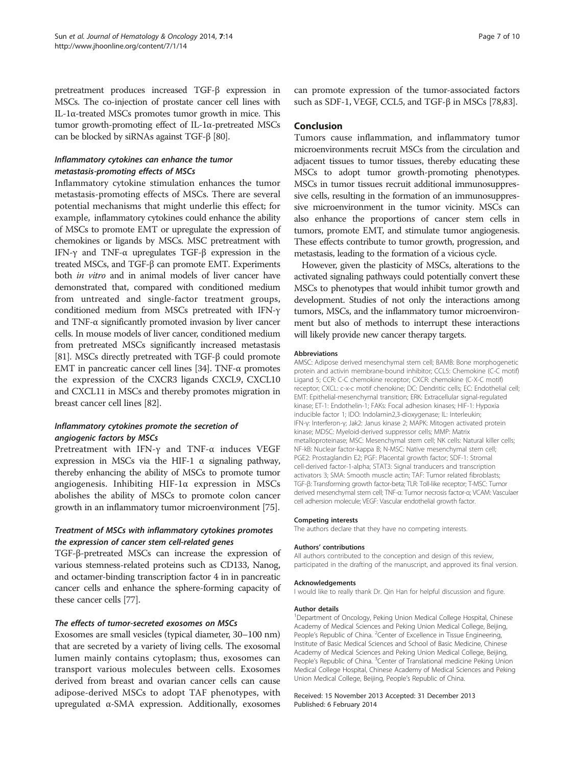pretreatment produces increased TGF-β expression in MSCs. The co-injection of prostate cancer cell lines with IL-1α-treated MSCs promotes tumor growth in mice. This tumor growth-promoting effect of IL-1α-pretreated MSCs can be blocked by siRNAs against TGF-β [80].

### *Inflammatory cytokines can enhance the tumor metastasis-promoting effects of MSCs*

Inflammatory cytokine stimulation enhances the tumor metastasis-promoting effects of MSCs. There are several potential mechanisms that might underlie this effect; for example, inflammatory cytokines could enhance the ability of MSCs to promote EMT or upregulate the expression of chemokines or ligands by MSCs. MSC pretreatment with IFN-γ and TNF-α upregulates TGF-β expression in the treated MSCs, and TGF-β can promote EMT. Experiments both *in vitro* and in animal models of liver cancer have demonstrated that, compared with conditioned medium from untreated and single-factor treatment groups, conditioned medium from MSCs pretreated with IFN-γ and TNF-α significantly promoted invasion by liver cancer cells. In mouse models of liver cancer, conditioned medium from pretreated MSCs significantly increased metastasis [81]. MSCs directly pretreated with TGF-β could promote EMT in pancreatic cancer cell lines [34]. TNF-α promotes the expression of the CXCR3 ligands CXCL9, CXCL10 and CXCL11 in MSCs and thereby promotes migration in breast cancer cell lines [82].

### *Inflammatory cytokines promote the secretion of angiogenic factors by MSCs*

Pretreatment with IFN-γ and TNF-α induces VEGF expression in MSCs via the HIF-1 α signaling pathway, thereby enhancing the ability of MSCs to promote tumor angiogenesis. Inhibiting HIF-1α expression in MSCs abolishes the ability of MSCs to promote colon cancer growth in an inflammatory tumor microenvironment [75].

### *Treatment of MSCs with inflammatory cytokines promotes the expression of cancer stem cell-related genes*

TGF-β-pretreated MSCs can increase the expression of various stemness-related proteins such as CD133, Nanog, and octamer-binding transcription factor 4 in in pancreatic cancer cells and enhance the sphere-forming capacity of these cancer cells [77].

### *The effects of tumor-secreted exosomes on MSCs*

Exosomes are small vesicles (typical diameter, 30–100 nm) that are secreted by a variety of living cells. The exosomal lumen mainly contains cytoplasm; thus, exosomes can transport various molecules between cells. Exosomes derived from breast and ovarian cancer cells can cause adipose-derived MSCs to adopt TAF phenotypes, with upregulated α-SMA expression. Additionally, exosomes can promote expression of the tumor-associated factors such as SDF-1, VEGF, CCL5, and TGF-β in MSCs [78,83].

## Conclusion

Tumors cause inflammation, and inflammatory tumor microenvironments recruit MSCs from the circulation and adjacent tissues to tumor tissues, thereby educating these MSCs to adopt tumor growth-promoting phenotypes. MSCs in tumor tissues recruit additional immunosuppressive cells, resulting in the formation of an immunosuppressive microenvironment in the tumor vicinity. MSCs can also enhance the proportions of cancer stem cells in tumors, promote EMT, and stimulate tumor angiogenesis. These effects contribute to tumor growth, progression, and metastasis, leading to the formation of a vicious cycle.

However, given the plasticity of MSCs, alterations to the activated signaling pathways could potentially convert these MSCs to phenotypes that would inhibit tumor growth and development. Studies of not only the interactions among tumors, MSCs, and the inflammatory tumor microenvironment but also of methods to interrupt these interactions will likely provide new cancer therapy targets.

#### Abbreviations

AMSC: Adipose derived mesenchymal stem cell; BAMB: Bone morphogenetic protein and activin membrane-bound inhibitor; CCL5: Chemokine (C-C motif) Ligand 5; CCR: C-C chemokine receptor; CXCR: chemokine (C-X-C motif) receptor; CXCL: c-x-c motif chenokine; DC: Dendritic cells; EC: Endothelial cell; EMT: Epithelial-mesenchymal transition; ERK: Extracellular signal-regulated kinase; ET-1: Endothelin-1; FAKs: Focal adhesion kinases; HIF-1: Hypoxia inducible factor 1; IDO: Indolamin2,3-dioxygenase; IL: Interleukin; IFN-γ: Interferon-γ; Jak2: Janus kinase 2; MAPK: Mitogen activated protein kinase; MDSC: Myeloid-derived suppressor cells; MMP: Matrix metalloproteinase; MSC: Mesenchymal stem cell; NK cells: Natural killer cells; NF-kB: Nuclear factor-kappa B; N-MSC: Native mesenchymal stem cell; PGE2: Prostaglandin E2; PGF: Placental growth factor; SDF-1: Stromal cell-derived factor-1-alpha; STAT3: Signal tranducers and transcription activators 3; SMA: Smooth muscle actin; TAF: Tumor related fibroblasts; TGF-β: Transforming growth factor-beta; TLR: Toll-like receptor; T-MSC: Tumor derived mesenchymal stem cell; TNF-α: Tumor necrosis factor-α; VCAM: Vasculaer cell adhesion molecule; VEGF: Vascular endothelial growth factor.

#### Competing interests

The authors declare that they have no competing interests.

#### Authors' contributions

All authors contributed to the conception and design of this review, participated in the drafting of the manuscript, and approved its final version.

#### Acknowledgements

I would like to really thank Dr. Qin Han for helpful discussion and figure.

#### Author details

[1]Department of Oncology, Peking Union Medical College Hospital, Chinese Academy of Medical Sciences and Peking Union Medical College, Beijing, People's Republic of China. [2]Center of Excellence in Tissue Engineering, Institute of Basic Medical Sciences and School of Basic Medicine, Chinese Academy of Medical Sciences and Peking Union Medical College, Beijing, People's Republic of China. [3]Center of Translational medicine Peking Union Medical College Hospital, Chinese Academy of Medical Sciences and Peking Union Medical College, Beijing, People's Republic of China.

Received: 15 November 2013 Accepted: 31 December 2013
Published: 6 February 2014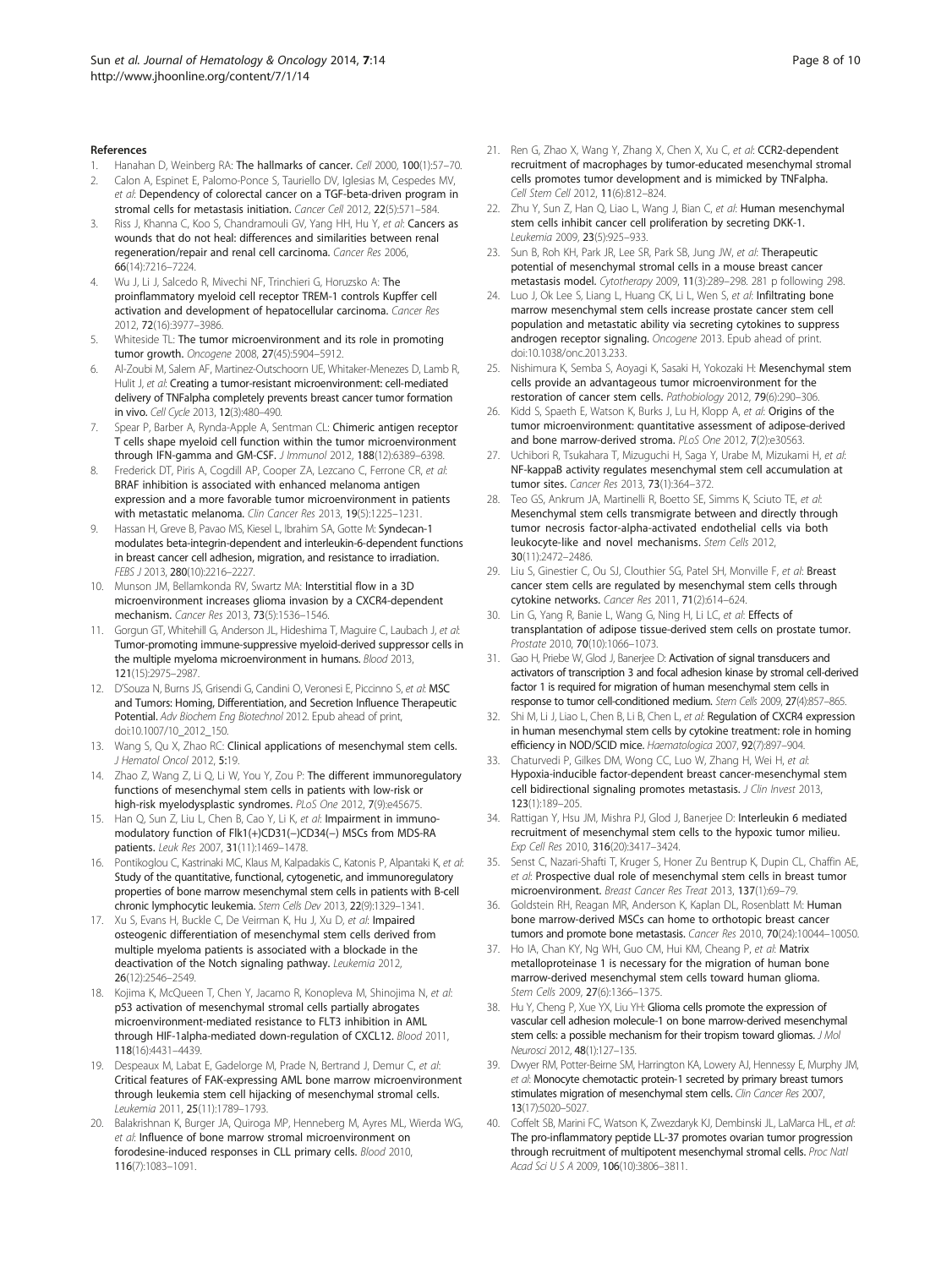## References

1. Hanahan D, Weinberg RA: **The hallmarks of cancer.** *Cell* 2000, **100**(1):57–70.
2. Calon A, Espinet E, Palomo-Ponce S, Tauriello DV, Iglesias M, Cespedes MV, *et al*: **Dependency of colorectal cancer on a TGF-beta-driven program in stromal cells for metastasis initiation.** *Cancer Cell* 2012, **22**(5):571–584.
3. Riss J, Khanna C, Koo S, Chandramouli GV, Yang HH, Hu Y, *et al*: **Cancers as wounds that do not heal: differences and similarities between renal regeneration/repair and renal cell carcinoma.** *Cancer Res* 2006, **66**(14):7216–7224.
4. Wu J, Li J, Salcedo R, Mivechi NF, Trinchieri G, Horuzsko A: **The proinflammatory myeloid cell receptor TREM-1 controls Kupffer cell activation and development of hepatocellular carcinoma.** *Cancer Res* 2012, **72**(16):3977–3986.
5. Whiteside TL: **The tumor microenvironment and its role in promoting tumor growth.** *Oncogene* 2008, **27**(45):5904–5912.
6. Al-Zoubi M, Salem AF, Martinez-Outschoorn UE, Whitaker-Menezes D, Lamb R, Hulit J, *et al*: **Creating a tumor-resistant microenvironment: cell-mediated delivery of TNFalpha completely prevents breast cancer tumor formation in vivo.** *Cell Cycle* 2013, **12**(3):480–490.
7. Spear P, Barber A, Rynda-Apple A, Sentman CL: **Chimeric antigen receptor T cells shape myeloid cell function within the tumor microenvironment through IFN-gamma and GM-CSF.** *J Immunol* 2012, **188**(12):6389–6398.
8. Frederick DT, Piris A, Cogdill AP, Cooper ZA, Lezcano C, Ferrone CR, *et al*: **BRAF inhibition is associated with enhanced melanoma antigen expression and a more favorable tumor microenvironment in patients with metastatic melanoma.** *Clin Cancer Res* 2013, **19**(5):1225–1231.
9. Hassan H, Greve B, Pavao MS, Kiesel L, Ibrahim SA, Gotte M: **Syndecan-1 modulates beta-integrin-dependent and interleukin-6-dependent functions in breast cancer cell adhesion, migration, and resistance to irradiation.** *FEBS J* 2013, **280**(10):2216–2227.
10. Munson JM, Bellamkonda RV, Swartz MA: **Interstitial flow in a 3D microenvironment increases glioma invasion by a CXCR4-dependent mechanism.** *Cancer Res* 2013, **73**(5):1536–1546.
11. Gorgun GT, Whitehill G, Anderson JL, Hideshima T, Maguire C, Laubach J, *et al*: **Tumor-promoting immune-suppressive myeloid-derived suppressor cells in the multiple myeloma microenvironment in humans.** *Blood* 2013, **121**(15):2975–2987.
12. D'Souza N, Burns JS, Grisendi G, Candini O, Veronesi E, Piccinno S, *et al*: **MSC and Tumors: Homing, Differentiation, and Secretion Influence Therapeutic Potential.** *Adv Biochem Eng Biotechnol* 2012. Epub ahead of print, doi:10.1007/10_2012_150.
13. Wang S, Qu X, Zhao RC: **Clinical applications of mesenchymal stem cells.** *J Hematol Oncol* 2012, **5**:19.
14. Zhao Z, Wang Z, Li Q, Li W, You Y, Zou P: **The different immunoregulatory functions of mesenchymal stem cells in patients with low-risk or high-risk myelodysplastic syndromes.** *PLoS One* 2012, **7**(9):e45675.
15. Han Q, Sun Z, Liu L, Chen B, Cao Y, Li K, *et al*: **Impairment in immuno-modulatory function of Flk1(+)CD31(−)CD34(−) MSCs from MDS-RA patients.** *Leuk Res* 2007, **31**(11):1469–1478.
16. Pontikoglou C, Kastrinaki MC, Klaus M, Kalpadakis C, Katonis P, Alpantaki K, *et al*: **Study of the quantitative, functional, cytogenetic, and immunoregulatory properties of bone marrow mesenchymal stem cells in patients with B-cell chronic lymphocytic leukemia.** *Stem Cells Dev* 2013, **22**(9):1329–1341.
17. Xu S, Evans H, Buckle C, De Veirman K, Hu J, Xu D, *et al*: **Impaired osteogenic differentiation of mesenchymal stem cells derived from multiple myeloma patients is associated with a blockade in the deactivation of the Notch signaling pathway.** *Leukemia* 2012, **26**(12):2546–2549.
18. Kojima K, McQueen T, Chen Y, Jacamo R, Konopleva M, Shinojima N, *et al*: **p53 activation of mesenchymal stromal cells partially abrogates microenvironment-mediated resistance to FLT3 inhibition in AML through HIF-1alpha-mediated down-regulation of CXCL12.** *Blood* 2011, **118**(16):4431–4439.
19. Despeaux M, Labat E, Gadelorge M, Prade N, Bertrand J, Demur C, *et al*: **Critical features of FAK-expressing AML bone marrow microenvironment through leukemia stem cell hijacking of mesenchymal stromal cells.** *Leukemia* 2011, **25**(11):1789–1793.
20. Balakrishnan K, Burger JA, Quiroga MP, Henneberg M, Ayres ML, Wierda WG, *et al*: **Influence of bone marrow stromal microenvironment on forodesine-induced responses in CLL primary cells.** *Blood* 2010, **116**(7):1083–1091.
21. Ren G, Zhao X, Wang Y, Zhang X, Chen X, Xu C, *et al*: **CCR2-dependent recruitment of macrophages by tumor-educated mesenchymal stromal cells promotes tumor development and is mimicked by TNFalpha.** *Cell Stem Cell* 2012, **11**(6):812–824.
22. Zhu Y, Sun Z, Han Q, Liao L, Wang J, Bian C, *et al*: **Human mesenchymal stem cells inhibit cancer cell proliferation by secreting DKK-1.** *Leukemia* 2009, **23**(5):925–933.
23. Sun B, Roh KH, Park JR, Lee SR, Park SB, Jung JW, *et al*: **Therapeutic potential of mesenchymal stromal cells in a mouse breast cancer metastasis model.** *Cytotherapy* 2009, **11**(3):289–298. 281 p following 298.
24. Luo J, Ok Lee S, Liang L, Huang CK, Li L, Wen S, *et al*: **Infiltrating bone marrow mesenchymal stem cells increase prostate cancer stem cell population and metastatic ability via secreting cytokines to suppress androgen receptor signaling.** *Oncogene* 2013. Epub ahead of print. doi:10.1038/onc.2013.233.
25. Nishimura K, Semba S, Aoyagi K, Sasaki H, Yokozaki H: **Mesenchymal stem cells provide an advantageous tumor microenvironment for the restoration of cancer stem cells.** *Pathobiology* 2012, **79**(6):290–306.
26. Kidd S, Spaeth E, Watson K, Burks J, Lu H, Klopp A, *et al*: **Origins of the tumor microenvironment: quantitative assessment of adipose-derived and bone marrow-derived stroma.** *PLoS One* 2012, **7**(2):e30563.
27. Uchibori R, Tsukahara T, Mizuguchi H, Saga Y, Urabe M, Mizukami H, *et al*: **NF-kappaB activity regulates mesenchymal stem cell accumulation at tumor sites.** *Cancer Res* 2013, **73**(1):364–372.
28. Teo GS, Ankrum JA, Martinelli R, Boetto SE, Simms K, Sciuto TE, *et al*: **Mesenchymal stem cells transmigrate between and directly through tumor necrosis factor-alpha-activated endothelial cells via both leukocyte-like and novel mechanisms.** *Stem Cells* 2012, **30**(11):2472–2486.
29. Liu S, Ginestier C, Ou SJ, Clouthier SG, Patel SH, Monville F, *et al*: **Breast cancer stem cells are regulated by mesenchymal stem cells through cytokine networks.** *Cancer Res* 2011, **71**(2):614–624.
30. Lin G, Yang R, Banie L, Wang G, Ning H, Li LC, *et al*: **Effects of transplantation of adipose tissue-derived stem cells on prostate tumor.** *Prostate* 2010, **70**(10):1066–1073.
31. Gao H, Priebe W, Glod J, Banerjee D: **Activation of signal transducers and activators of transcription 3 and focal adhesion kinase by stromal cell-derived factor 1 is required for migration of human mesenchymal stem cells in response to tumor cell-conditioned medium.** *Stem Cells* 2009, **27**(4):857–865.
32. Shi M, Li J, Liao L, Chen B, Li B, Chen L, *et al*: **Regulation of CXCR4 expression in human mesenchymal stem cells by cytokine treatment: role in homing efficiency in NOD/SCID mice.** *Haematologica* 2007, **92**(7):897–904.
33. Chaturvedi P, Gilkes DM, Wong CC, Luo W, Zhang H, Wei H, *et al*: **Hypoxia-inducible factor-dependent breast cancer-mesenchymal stem cell bidirectional signaling promotes metastasis.** *J Clin Invest* 2013, **123**(1):189–205.
34. Rattigan Y, Hsu JM, Mishra PJ, Glod J, Banerjee D: **Interleukin 6 mediated recruitment of mesenchymal stem cells to the hypoxic tumor milieu.** *Exp Cell Res* 2010, **316**(20):3417–3424.
35. Senst C, Nazari-Shafti T, Kruger S, Honer Zu Bentrup K, Dupin CL, Chaffin AE, *et al*: **Prospective dual role of mesenchymal stem cells in breast tumor microenvironment.** *Breast Cancer Res Treat* 2013, **137**(1):69–79.
36. Goldstein RH, Reagan MR, Anderson K, Kaplan DL, Rosenblatt M: **Human bone marrow-derived MSCs can home to orthotopic breast cancer tumors and promote bone metastasis.** *Cancer Res* 2010, **70**(24):10044–10050.
37. Ho IA, Chan KY, Ng WH, Guo CM, Hui KM, Cheang P, *et al*: **Matrix metalloproteinase 1 is necessary for the migration of human bone marrow-derived mesenchymal stem cells toward human glioma.** *Stem Cells* 2009, **27**(6):1366–1375.
38. Hu Y, Cheng P, Xue YX, Liu YH: **Glioma cells promote the expression of vascular cell adhesion molecule-1 on bone marrow-derived mesenchymal stem cells: a possible mechanism for their tropism toward gliomas.** *J Mol Neurosci* 2012, **48**(1):127–135.
39. Dwyer RM, Potter-Beirne SM, Harrington KA, Lowery AJ, Hennessy E, Murphy JM, *et al*: **Monocyte chemotactic protein-1 secreted by primary breast tumors stimulates migration of mesenchymal stem cells.** *Clin Cancer Res* 2007, **13**(17):5020–5027.
40. Coffelt SB, Marini FC, Watson K, Zwezdaryk KJ, Dembinski JL, LaMarca HL, *et al*: **The pro-inflammatory peptide LL-37 promotes ovarian tumor progression through recruitment of multipotent mesenchymal stromal cells.** *Proc Natl Acad Sci U S A* 2009, **106**(10):3806–3811.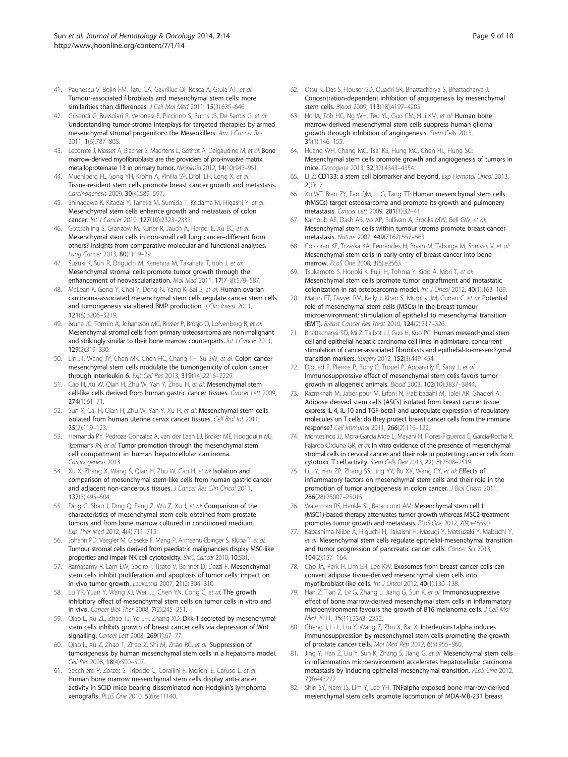41. Paunescu V, Bojin FM, Tatu CA, Gavriliuc OI, Rosca A, Gruia AT, *et al*: Tumour-associated fibroblasts and mesenchymal stem cells: more similarities than differences. *J Cell Mol Med* 2011, **15**(3):635–646.
42. Grisendi G, Bussolari R, Veronesi E, Piccinno S, Burns JS, De Santis G, *et al*: Understanding tumor-stroma interplays for targeted therapies by armed mesenchymal stromal progenitors: the Mesenkillers. *Am J Cancer Res* 2011, **1**(6):787–805.
43. Lecomte J, Masset A, Blacher S, Maertens L, Gothot A, Delgaudine M, *et al*: Bone marrow-derived myofibroblasts are the providers of pro-invasive matrix metalloproteinase 13 in primary tumor. *Neoplasia* 2012, **14**(10):943–951.
44. Muehlberg FL, Song YH, Krohn A, Pinilla SP, Droll LH, Leng X, *et al*: Tissue-resident stem cells promote breast cancer growth and metastasis. *Carcinogenesis* 2009, **30**(4):589–597.
45. Shinagawa K, Kitadai Y, Tanaka M, Sumida T, Kodama M, Higashi Y, *et al*: Mesenchymal stem cells enhance growth and metastasis of colon cancer. *Int J Cancer* 2010, **127**(10):2323–2333.
46. Gottschling S, Granzow M, Kuner R, Jauch A, Herpel E, Xu EC, *et al*: Mesenchymal stem cells in non-small cell lung cancer–different from others? Insights from comparative molecular and functional analyses. *Lung Cancer* 2013, **80**(1):19–29.
47. Suzuki K, Sun R, Origuchi M, Kanehira M, Takahata T, Itoh J, *et al*: Mesenchymal stromal cells promote tumor growth through the enhancement of neovascularization. *Mol Med* 2011, **17**(7–8):579–587.
48. McLean K, Gong Y, Choi Y, Deng N, Yang K, Bai S, *et al*: Human ovarian carcinoma-associated mesenchymal stem cells regulate cancer stem cells and tumorigenesis via altered BMP production. *J Clin Invest* 2011, **121**(8):3206–3219.
49. Brune JC, Tormin A, Johansson MC, Rissler P, Brosjo O, Lofvenberg R, *et al*: Mesenchymal stromal cells from primary osteosarcoma are non-malignant and strikingly similar to their bone marrow counterparts. *Int J Cancer* 2011, **129**(2):319–330.
50. Lin JT, Wang JY, Chen MK, Chen HC, Chang TH, Su BW, *et al*: Colon cancer mesenchymal stem cells modulate the tumorigenicity of colon cancer through interleukin 6. *Exp Cell Res* 2013, **319**(14):2216–2229.
51. Cao H, Xu W, Qian H, Zhu W, Yan Y, Zhou H, *et al*: Mesenchymal stem cell-like cells derived from human gastric cancer tissues. *Cancer Lett* 2009, **274**(1):61–71.
52. Sun X, Cai H, Qian H, Zhu W, Yan Y, Xu H, *et al*: Mesenchymal stem cells isolated from human uterine cervix cancer tissues. *Cell Biol Int* 2011, **35**(2):119–123.
53. Hernanda PY, Pedroza-Gonzalez A, van der Laan LJ, Broker ME, Hoogduijn MJ, Ijzermans JN, *et al*: Tumor promotion through the mesenchymal stem cell compartment in human hepatocellular carcinoma. *Carcinogenesis* 2013.
54. Xu X, Zhang X, Wang S, Qian H, Zhu W, Cao H, *et al*: Isolation and comparison of mesenchymal stem-like cells from human gastric cancer and adjacent non-cancerous tissues. *J Cancer Res Clin Oncol* 2011, **137**(3):495–504.
55. Ding G, Shao J, Ding Q, Fang Z, Wu Z, Xu J, *et al*: Comparison of the characteristics of mesenchymal stem cells obtained from prostate tumors and from bone marrow cultured in conditioned medium. *Exp Ther Med* 2012, **4**(4):711–715.
56. Johann PD, Vaegler M, Gieseke F, Mang P, Armeanu-Ebinger S, Kluba T, *et al*: Tumour stromal cells derived from paediatric malignancies display MSC-like properties and impair NK cell cytotoxicity. *BMC Cancer* 2010, **10**:501.
57. Ramasamy R, Lam EW, Soeiro I, Tisato V, Bonnet D, Dazzi F: Mesenchymal stem cells inhibit proliferation and apoptosis of tumor cells: impact on in vivo tumor growth. *Leukemia* 2007, **21**(2):304–310.
58. Lu YR, Yuan Y, Wang XJ, Wei LL, Chen YN, Cong C, *et al*: The growth inhibitory effect of mesenchymal stem cells on tumor cells in vitro and in vivo. *Cancer Biol Ther* 2008, **7**(2):245–251.
59. Qiao L, Xu ZL, Zhao TJ, Ye LH, Zhang XD: Dkk-1 secreted by mesenchymal stem cells inhibits growth of breast cancer cells via depression of Wnt signalling. *Cancer Lett* 2008, **269**(1):67–77.
60. Qiao L, Xu Z, Zhao T, Zhao Z, Shi M, Zhao RC, *et al*: Suppression of tumorigenesis by human mesenchymal stem cells in a hepatoma model. *Cell Res* 2008, **18**(4):500–507.
61. Secchiero P, Zorzet S, Tripodo C, Corallini F, Melloni E, Caruso L, *et al*: Human bone marrow mesenchymal stem cells display anti-cancer activity in SCID mice bearing disseminated non-Hodgkin's lymphoma xenografts. *PLoS One* 2010, **5**(6):e11140.
62. Otsu K, Das S, Houser SD, Quadri SK, Bhattacharya S, Bhattacharya J: Concentration-dependent inhibition of angiogenesis by mesenchymal stem cells. *Blood* 2009, **113**(18):4197–4205.
63. Ho IA, Toh HC, Ng WH, Teo YL, Guo CM, Hui KM, *et al*: Human bone marrow-derived mesenchymal stem cells suppress human glioma growth through inhibition of angiogenesis. *Stem Cells* 2013, **31**(1):146–155.
64. Huang WH, Chang MC, Tsai KS, Hung MC, Chen HL, Hung SC: Mesenchymal stem cells promote growth and angiogenesis of tumors in mice. *Oncogene* 2013, **32**(37):4343–4354.
65. Li Z: CD133: a stem cell biomarker and beyond. *Exp Hematol Oncol* 2013, **2**(1):17.
66. Xu WT, Bian ZY, Fan QM, Li G, Tang TT: Human mesenchymal stem cells (hMSCs) target osteosarcoma and promote its growth and pulmonary metastasis. *Cancer Lett* 2009, **281**(1):32–41.
67. Karnoub AE, Dash AB, Vo AP, Sullivan A, Brooks MW, Bell GW, *et al*: Mesenchymal stem cells within tumour stroma promote breast cancer metastasis. *Nature* 2007, **449**(7162):557–563.
68. Corcoran KE, Trzaska KA, Fernandes H, Bryan M, Taborga M, Srinivas V, *et al*: Mesenchymal stem cells in early entry of breast cancer into bone marrow. *PLoS One* 2008, **3**(6):e2563.
69. Tsukamoto S, Honoki K, Fujii H, Tohma Y, Kido A, Mori T, *et al*: Mesenchymal stem cells promote tumor engraftment and metastatic colonization in rat osteosarcoma model. *Int J Oncol* 2012, **40**(1):163–169.
70. Martin FT, Dwyer RM, Kelly J, Khan S, Murphy JM, Curran C, *et al*: Potential role of mesenchymal stem cells (MSCs) in the breast tumour microenvironment: stimulation of epithelial to mesenchymal transition (EMT). *Breast Cancer Res Treat* 2010, **124**(2):317–326.
71. Bhattacharya SD, Mi Z, Talbot LJ, Guo H, Kuo PC: Human mesenchymal stem cell and epithelial hepatic carcinoma cell lines in admixture: concurrent stimulation of cancer-associated fibroblasts and epithelial-to-mesenchymal transition markers. *Surgery* 2012, **152**(3):449–454.
72. Djouad F, Plence P, Bony C, Tropel P, Apparailly F, Sany J, *et al*: Immunosuppressive effect of mesenchymal stem cells favors tumor growth in allogeneic animals. *Blood* 2003, **102**(10):3837–3844.
73. Razmkhah M, Jaberipour M, Erfani N, Habibagahi M, Talei AR, Ghaderi A: Adipose derived stem cells (ASCs) isolated from breast cancer tissue express IL-4, IL-10 and TGF-beta1 and upregulate expression of regulatory molecules on T cells: do they protect breast cancer cells from the immune response? *Cell Immunol* 2011, **266**(2):116–122.
74. Montesinos JJ, Mora-Garcia Mde L, Mayani H, Flores-Figueroa E, Garcia-Rocha R, Fajardo-Orduna GR, *et al*: In vitro evidence of the presence of mesenchymal stromal cells in cervical cancer and their role in protecting cancer cells from cytotoxic T cell activity. *Stem Cells Dev* 2013, **22**(18):2508–2519.
75. Liu Y, Han ZP, Zhang SS, Jing YY, Bu XX, Wang CY, *et al*: Effects of inflammatory factors on mesenchymal stem cells and their role in the promotion of tumor angiogenesis in colon cancer. *J Biol Chem* 2011, **286**(28):25007–25015.
76. Waterman RS, Henkle SL, Betancourt AM: Mesenchymal stem cell 1 (MSC1)-based therapy attenuates tumor growth whereas MSC2-treatment promotes tumor growth and metastasis. *PLoS One* 2012, **7**(9):e45590.
77. Kabashima-Niibe A, Higuchi H, Takaishi H, Masugi Y, Matsuzaki Y, Mabuchi Y, *et al*: Mesenchymal stem cells regulate epithelial-mesenchymal transition and tumor progression of pancreatic cancer cells. *Cancer Sci* 2013, **104**(2):157–164.
78. Cho JA, Park H, Lim EH, Lee KW: Exosomes from breast cancer cells can convert adipose tissue-derived mesenchymal stem cells into myofibroblast-like cells. *Int J Oncol* 2012, **40**(1):130–138.
79. Han Z, Tian Z, Lv G, Zhang L, Jiang G, Sun K, *et al*: Immunosuppressive effect of bone marrow-derived mesenchymal stem cells in inflammatory microenvironment favours the growth of B16 melanoma cells. *J Cell Mol Med* 2011, **15**(11):2343–2352.
80. Cheng J, Li L, Liu Y, Wang Z, Zhu X, Bai X: Interleukin-1alpha induces immunosuppression by mesenchymal stem cells promoting the growth of prostate cancer cells. *Mol Med Rep* 2012, **6**(5):955–960.
81. Jing Y, Han Z, Liu Y, Sun K, Zhang S, Jiang G, *et al*: Mesenchymal stem cells in inflammation microenvironment accelerates hepatocellular carcinoma metastasis by inducing epithelial-mesenchymal transition. *PLoS One* 2012, **7**(8):e43272.
82. Shin SY, Nam JS, Lim Y, Lee YH: TNFalpha-exposed bone marrow-derived mesenchymal stem cells promote locomotion of MDA-MB-231 breast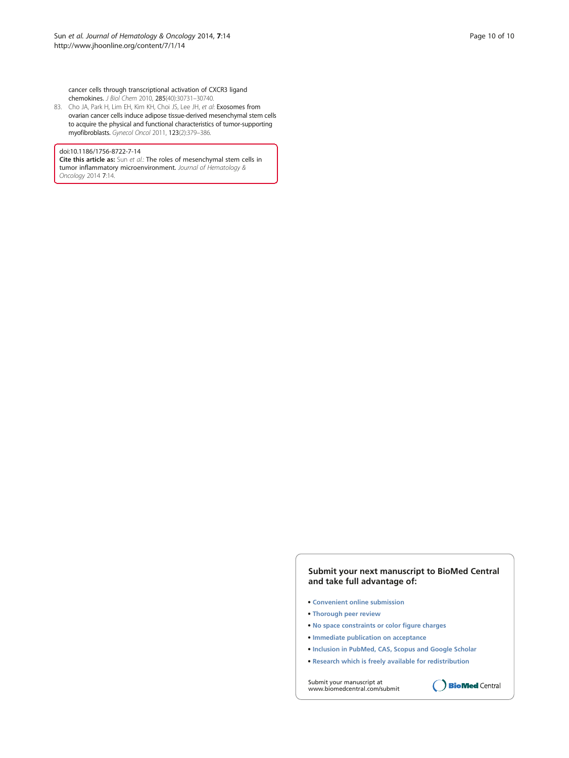cancer cells through transcriptional activation of CXCR3 ligand chemokines. *J Biol Chem* 2010, **285**(40):30731–30740.

83. Cho JA, Park H, Lim EH, Kim KH, Choi JS, Lee JH, *et al*: **Exosomes from ovarian cancer cells induce adipose tissue-derived mesenchymal stem cells to acquire the physical and functional characteristics of tumor-supporting myofibroblasts.** *Gynecol Oncol* 2011, **123**(2):379–386.

doi:10.1186/1756-8722-7-14
**Cite this article as:** Sun *et al.*: The roles of mesenchymal stem cells in tumor inflammatory microenvironment. *Journal of Hematology & Oncology* 2014 **7**:14.

**Submit your next manuscript to BioMed Central and take full advantage of:**

- **Convenient online submission**
- **Thorough peer review**
- **No space constraints or color figure charges**
- **Immediate publication on acceptance**
- **Inclusion in PubMed, CAS, Scopus and Google Scholar**
- **Research which is freely available for redistribution**

Submit your manuscript at
www.biomedcentral.com/submit

BioMed Central